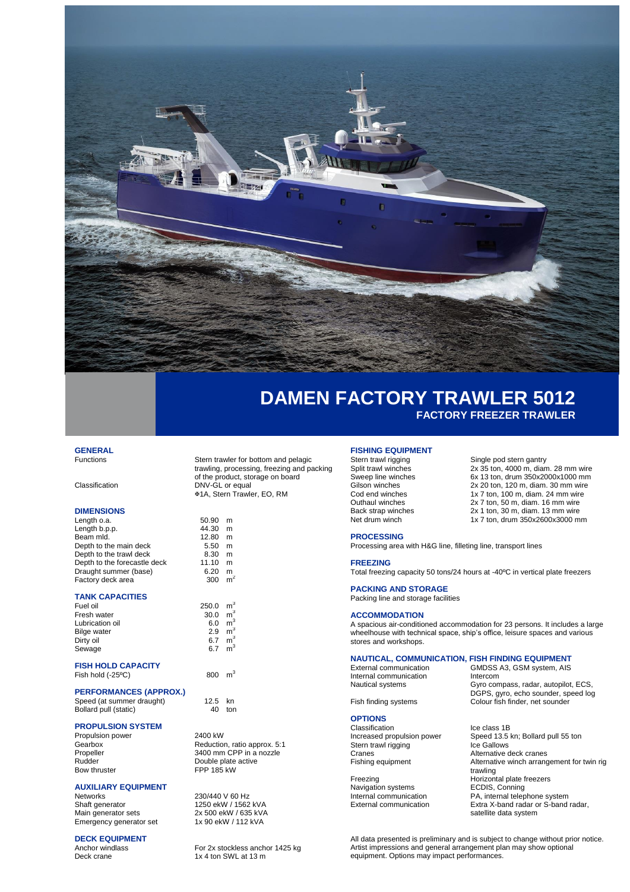# DAMEN FACTORY TRAWLER 5012

## FACTORY FREEZER TRAWLER

### GENERAL

| | |
|---|---|
| Functions | Stern trawler for bottom and pelagic trawling, processing, freezing and packing of the product, storage on board |
| Classification | DNV-GL or equal ✠1A, Stern Trawler, EO, RM |

### DIMENSIONS

| | |
|---|---|
| Length o.a. | 50.90 m |
| Length b.p.p. | 44.30 m |
| Beam mld. | 12.80 m |
| Depth to the main deck | 5.50 m |
| Depth to the trawl deck | 8.30 m |
| Depth to the forecastle deck | 11.10 m |
| Draught summer (base) | 6.20 m |
| Factory deck area | 300 $m^2$ |

### TANK CAPACITIES

| | |
|---|---|
| Fuel oil | 250.0 $m^3$ |
| Fresh water | 30.0 $m^3$ |
| Lubrication oil | 6.0 $m^3$ |
| Bilge water | 2.9 $m^3$ |
| Dirty oil | 6.7 $m^3$ |
| Sewage | 6.7 $m^3$ |

### FISH HOLD CAPACITY

| | |
|---|---|
| Fish hold (-25ºC) | 800 $m^3$ |

### PERFORMANCES (APPROX.)

| | |
|---|---|
| Speed (at summer draught) | 12.5 kn |
| Bollard pull (static) | 40 ton |

### PROPULSION SYSTEM

| | |
|---|---|
| Propulsion power | 2400 kW |
| Gearbox | Reduction, ratio approx. 5:1 |
| Propeller | 3400 mm CPP in a nozzle |
| Rudder | Double plate active |
| Bow thruster | FPP 185 kW |

### AUXILIARY EQUIPMENT

| | |
|---|---|
| Networks | 230/440 V 60 Hz |
| Shaft generator | 1250 ekW / 1562 kVA |
| Main generator sets | 2x 500 ekW / 635 kVA |
| Emergency generator set | 1x 90 ekW / 112 kVA |

### DECK EQUIPMENT

| | |
|---|---|
| Anchor windlass | For 2x stockless anchor 1425 kg |
| Deck crane | 1x 4 ton SWL at 13 m |

### FISHING EQUIPMENT

| | |
|---|---|
| Stern trawl rigging | Single pod stern gantry |
| Split trawl winches | 2x 35 ton, 4000 m, diam. 28 mm wire |
| Sweep line winches | 6x 13 ton, drum 350x2000x1000 mm |
| Gilson winches | 2x 20 ton, 120 m, diam. 30 mm wire |
| Cod end winches | 1x 7 ton, 100 m, diam. 24 mm wire |
| Outhaul winches | 2x 7 ton, 50 m, diam. 16 mm wire |
| Back strap winches | 2x 1 ton, 30 m, diam. 13 mm wire |
| Net drum winch | 1x 7 ton, drum 350x2600x3000 mm |

### PROCESSING

Processing area with H&G line, filleting line, transport lines

### FREEZING

Total freezing capacity 50 tons/24 hours at -40ºC in vertical plate freezers

### PACKING AND STORAGE

Packing line and storage facilities

### ACCOMMODATION

A spacious air-conditioned accommodation for 23 persons. It includes a large wheelhouse with technical space, ship's office, leisure spaces and various stores and workshops.

### NAUTICAL, COMMUNICATION, FISH FINDING EQUIPMENT

| | |
|---|---|
| External communication | GMDSS A3, GSM system, AIS |
| Internal communication | Intercom |
| Nautical systems | Gyro compass, radar, autopilot, ECS, DGPS, gyro, echo sounder, speed log |
| Fish finding systems | Colour fish finder, net sounder |

### OPTIONS

| | |
|---|---|
| Classification | Ice class 1B |
| Increased propulsion power | Speed 13.5 kn; Bollard pull 55 ton |
| Stern trawl rigging | Ice Gallows |
| Cranes | Alternative deck cranes |
| Fishing equipment | Alternative winch arrangement for twin rig trawling |
| Freezing | Horizontal plate freezers |
| Navigation systems | ECDIS, Conning |
| Internal communication | PA, internal telephone system |
| External communication | Extra X-band radar or S-band radar, satellite data system |

All data presented is preliminary and is subject to change without prior notice. Artist impressions and general arrangement plan may show optional equipment. Options may impact performances.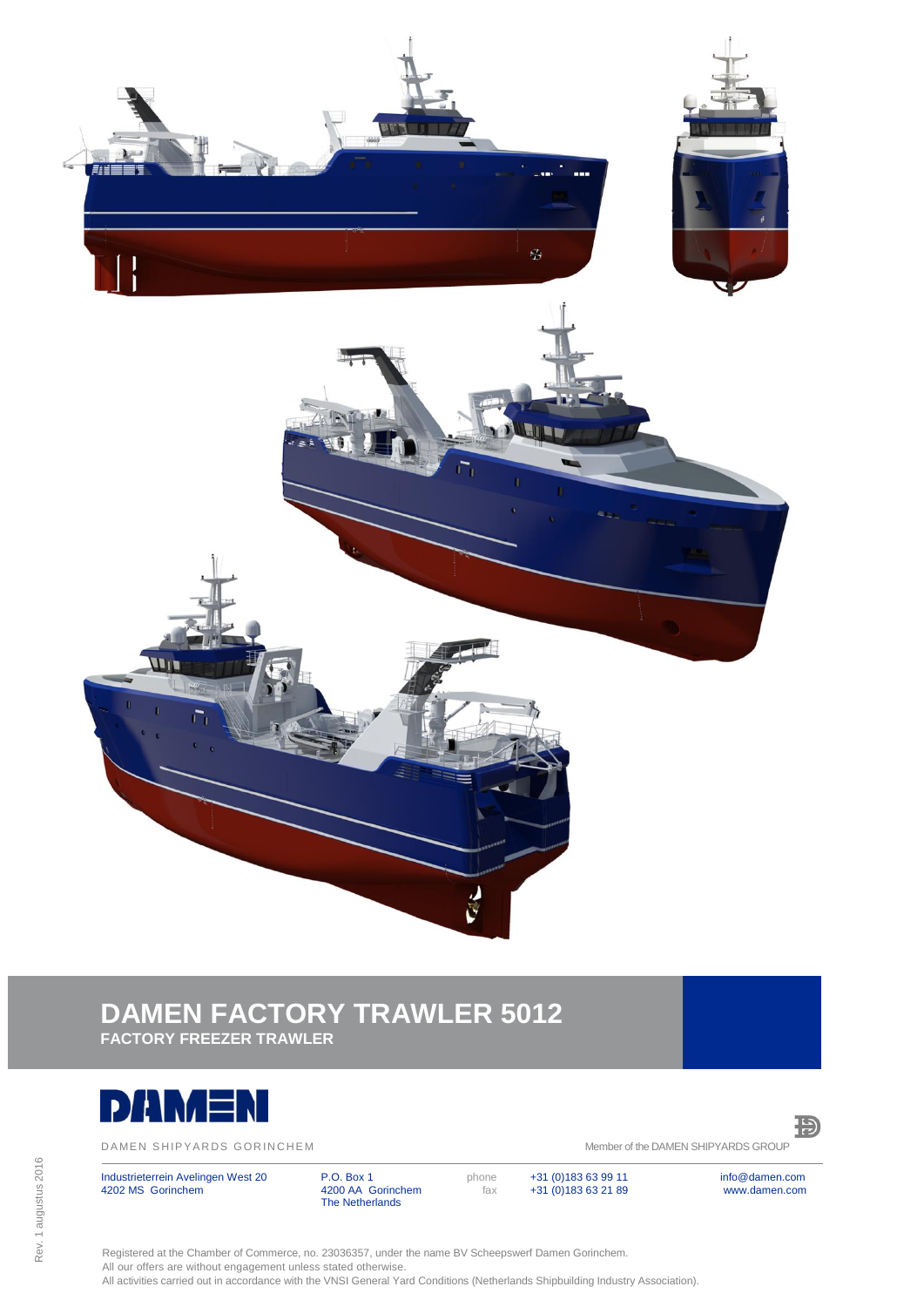# DAMEN FACTORY TRAWLER 5012

**FACTORY FREEZER TRAWLER**

DAMEN SHIPYARDS GORINCHEM

Member of the DAMEN SHIPYARDS GROUP

Industrieterrein Avelingen West 20
4202 MS Gorinchem

P.O. Box 1
4200 AA Gorinchem
The Netherlands

phone +31 (0)183 63 99 11
fax +31 (0)183 63 21 89

info@damen.com
www.damen.com

Registered at the Chamber of Commerce, no. 23036357, under the name BV Scheepswerf Damen Gorinchem.
All our offers are without engagement unless stated otherwise.
All activities carried out in accordance with the VNSI General Yard Conditions (Netherlands Shipbuilding Industry Association).

Rev. 1 augustus 2016